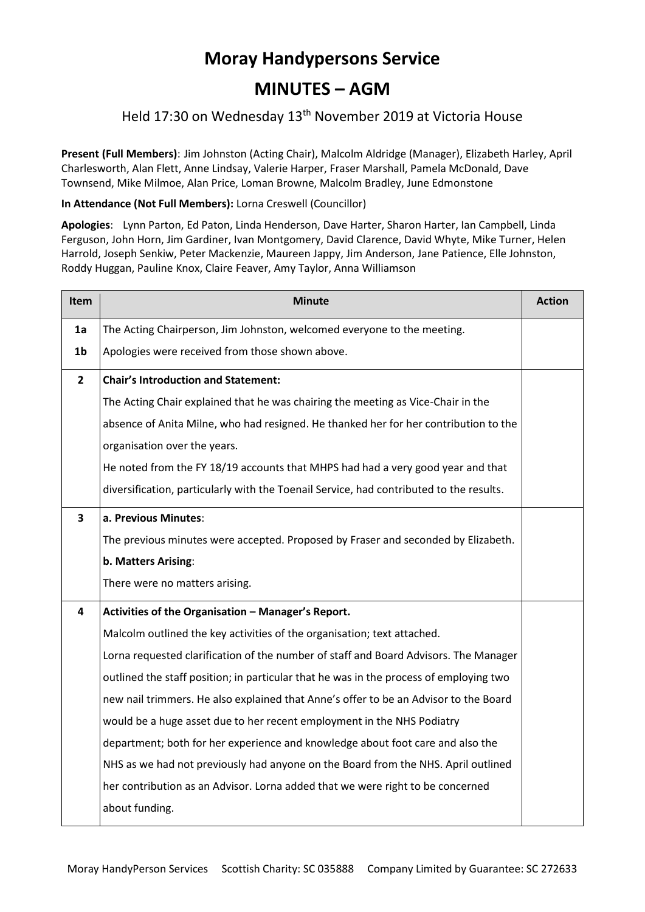# Moray Handypersons Service

## MINUTES – AGM

Held 17:30 on Wednesday 13th November 2019 at Victoria House

**Present (Full Members)**: Jim Johnston (Acting Chair), Malcolm Aldridge (Manager), Elizabeth Harley, April Charlesworth, Alan Flett, Anne Lindsay, Valerie Harper, Fraser Marshall, Pamela McDonald, Dave Townsend, Mike Milmoe, Alan Price, Loman Browne, Malcolm Bradley, June Edmonstone

**In Attendance (Not Full Members):** Lorna Creswell (Councillor)

**Apologies**: Lynn Parton, Ed Paton, Linda Henderson, Dave Harter, Sharon Harter, Ian Campbell, Linda Ferguson, John Horn, Jim Gardiner, Ivan Montgomery, David Clarence, David Whyte, Mike Turner, Helen Harrold, Joseph Senkiw, Peter Mackenzie, Maureen Jappy, Jim Anderson, Jane Patience, Elle Johnston, Roddy Huggan, Pauline Knox, Claire Feaver, Amy Taylor, Anna Williamson

| Item | Minute | Action |
|---|---|---|
| 1a<br>1b | The Acting Chairperson, Jim Johnston, welcomed everyone to the meeting.<br>Apologies were received from those shown above. | |
| 2 | **Chair's Introduction and Statement:**<br>The Acting Chair explained that he was chairing the meeting as Vice-Chair in the absence of Anita Milne, who had resigned. He thanked her for her contribution to the organisation over the years.<br>He noted from the FY 18/19 accounts that MHPS had had a very good year and that diversification, particularly with the Toenail Service, had contributed to the results. | |
| 3 | **a. Previous Minutes**:<br>The previous minutes were accepted. Proposed by Fraser and seconded by Elizabeth.<br>**b. Matters Arising**:<br>There were no matters arising. | |
| 4 | **Activities of the Organisation – Manager's Report.**<br>Malcolm outlined the key activities of the organisation; text attached.<br>Lorna requested clarification of the number of staff and Board Advisors. The Manager outlined the staff position; in particular that he was in the process of employing two new nail trimmers. He also explained that Anne's offer to be an Advisor to the Board would be a huge asset due to her recent employment in the NHS Podiatry department; both for her experience and knowledge about foot care and also the NHS as we had not previously had anyone on the Board from the NHS. April outlined her contribution as an Advisor. Lorna added that we were right to be concerned about funding. | |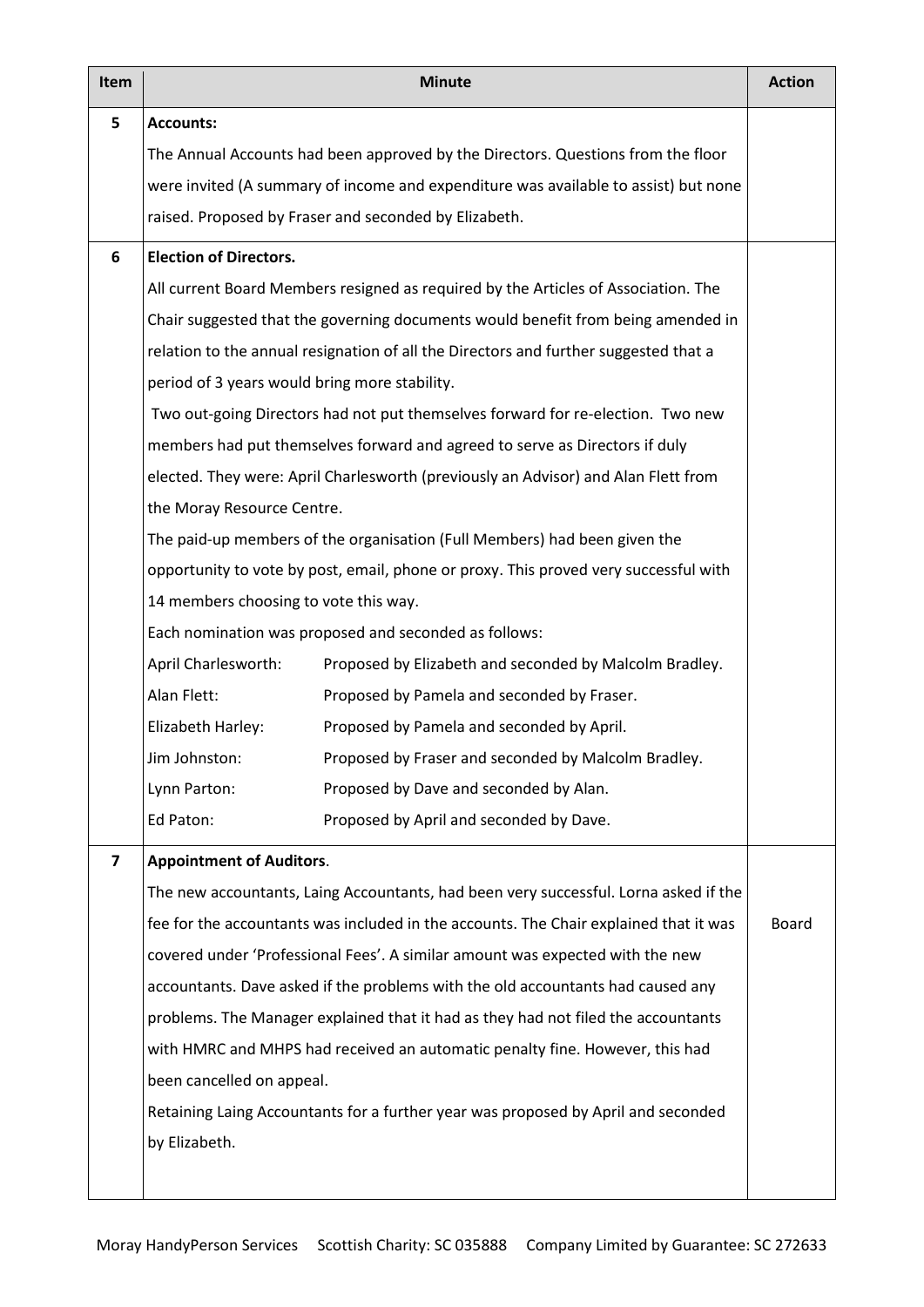| Item | Minute | Action |
| --- | --- | --- |
| 5 | **Accounts:**<br>The Annual Accounts had been approved by the Directors. Questions from the floor were invited (A summary of income and expenditure was available to assist) but none raised. Proposed by Fraser and seconded by Elizabeth. | |
| 6 | **Election of Directors.**<br>All current Board Members resigned as required by the Articles of Association. The Chair suggested that the governing documents would benefit from being amended in relation to the annual resignation of all the Directors and further suggested that a period of 3 years would bring more stability.<br>Two out-going Directors had not put themselves forward for re-election. Two new members had put themselves forward and agreed to serve as Directors if duly elected. They were: April Charlesworth (previously an Advisor) and Alan Flett from the Moray Resource Centre.<br>The paid-up members of the organisation (Full Members) had been given the opportunity to vote by post, email, phone or proxy. This proved very successful with 14 members choosing to vote this way.<br>Each nomination was proposed and seconded as follows:<br>April Charlesworth: Proposed by Elizabeth and seconded by Malcolm Bradley.<br>Alan Flett: Proposed by Pamela and seconded by Fraser.<br>Elizabeth Harley: Proposed by Pamela and seconded by April.<br>Jim Johnston: Proposed by Fraser and seconded by Malcolm Bradley.<br>Lynn Parton: Proposed by Dave and seconded by Alan.<br>Ed Paton: Proposed by April and seconded by Dave. | |
| 7 | **Appointment of Auditors**.<br>The new accountants, Laing Accountants, had been very successful. Lorna asked if the fee for the accountants was included in the accounts. The Chair explained that it was covered under 'Professional Fees'. A similar amount was expected with the new accountants. Dave asked if the problems with the old accountants had caused any problems. The Manager explained that it had as they had not filed the accountants with HMRC and MHPS had received an automatic penalty fine. However, this had been cancelled on appeal.<br>Retaining Laing Accountants for a further year was proposed by April and seconded by Elizabeth. | Board |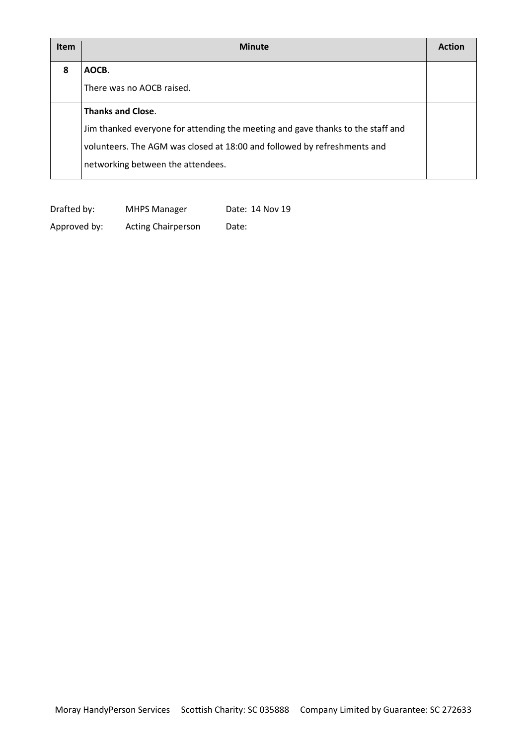| Item | Minute | Action |
| --- | --- | --- |
| 8 | **AOCB**.<br>There was no AOCB raised. | |
| | **Thanks and Close**.<br>Jim thanked everyone for attending the meeting and gave thanks to the staff and volunteers. The AGM was closed at 18:00 and followed by refreshments and networking between the attendees. | |

Drafted by: MHPS Manager Date: 14 Nov 19

Approved by: Acting Chairperson Date: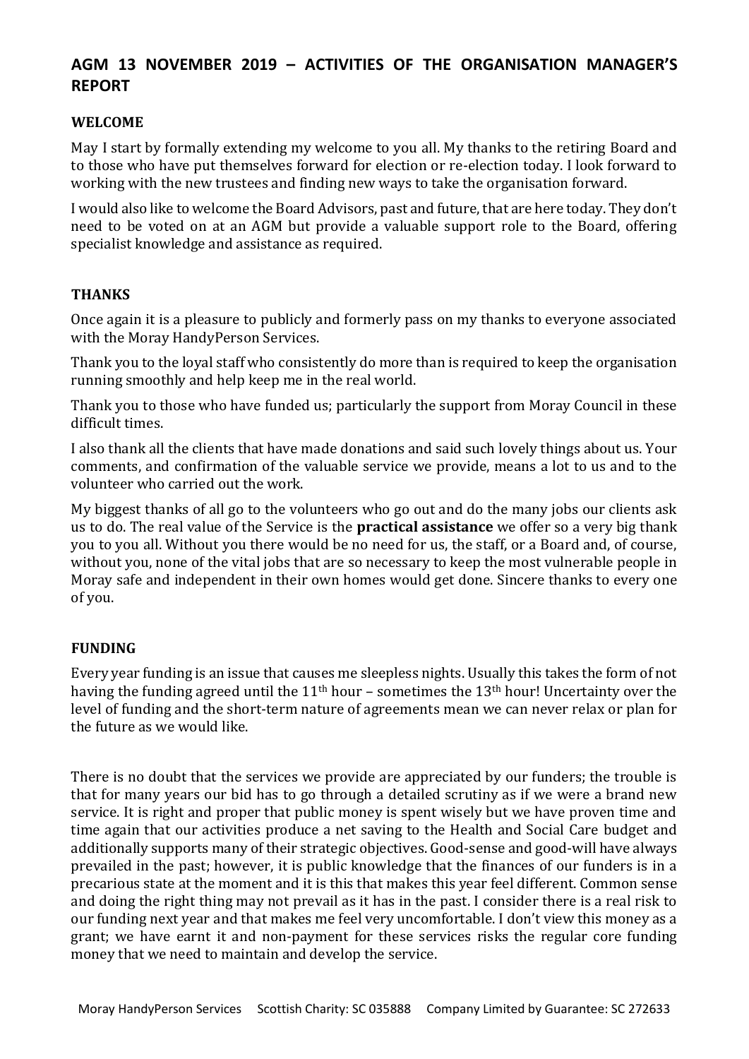## AGM 13 NOVEMBER 2019 – ACTIVITIES OF THE ORGANISATION MANAGER'S REPORT

### WELCOME

May I start by formally extending my welcome to you all. My thanks to the retiring Board and to those who have put themselves forward for election or re-election today. I look forward to working with the new trustees and finding new ways to take the organisation forward.

I would also like to welcome the Board Advisors, past and future, that are here today. They don't need to be voted on at an AGM but provide a valuable support role to the Board, offering specialist knowledge and assistance as required.

### THANKS

Once again it is a pleasure to publicly and formerly pass on my thanks to everyone associated with the Moray HandyPerson Services.

Thank you to the loyal staff who consistently do more than is required to keep the organisation running smoothly and help keep me in the real world.

Thank you to those who have funded us; particularly the support from Moray Council in these difficult times.

I also thank all the clients that have made donations and said such lovely things about us. Your comments, and confirmation of the valuable service we provide, means a lot to us and to the volunteer who carried out the work.

My biggest thanks of all go to the volunteers who go out and do the many jobs our clients ask us to do. The real value of the Service is the **practical assistance** we offer so a very big thank you to you all. Without you there would be no need for us, the staff, or a Board and, of course, without you, none of the vital jobs that are so necessary to keep the most vulnerable people in Moray safe and independent in their own homes would get done. Sincere thanks to every one of you.

### FUNDING

Every year funding is an issue that causes me sleepless nights. Usually this takes the form of not having the funding agreed until the 11th hour – sometimes the 13th hour! Uncertainty over the level of funding and the short-term nature of agreements mean we can never relax or plan for the future as we would like.

There is no doubt that the services we provide are appreciated by our funders; the trouble is that for many years our bid has to go through a detailed scrutiny as if we were a brand new service. It is right and proper that public money is spent wisely but we have proven time and time again that our activities produce a net saving to the Health and Social Care budget and additionally supports many of their strategic objectives. Good-sense and good-will have always prevailed in the past; however, it is public knowledge that the finances of our funders is in a precarious state at the moment and it is this that makes this year feel different. Common sense and doing the right thing may not prevail as it has in the past. I consider there is a real risk to our funding next year and that makes me feel very uncomfortable. I don't view this money as a grant; we have earnt it and non-payment for these services risks the regular core funding money that we need to maintain and develop the service.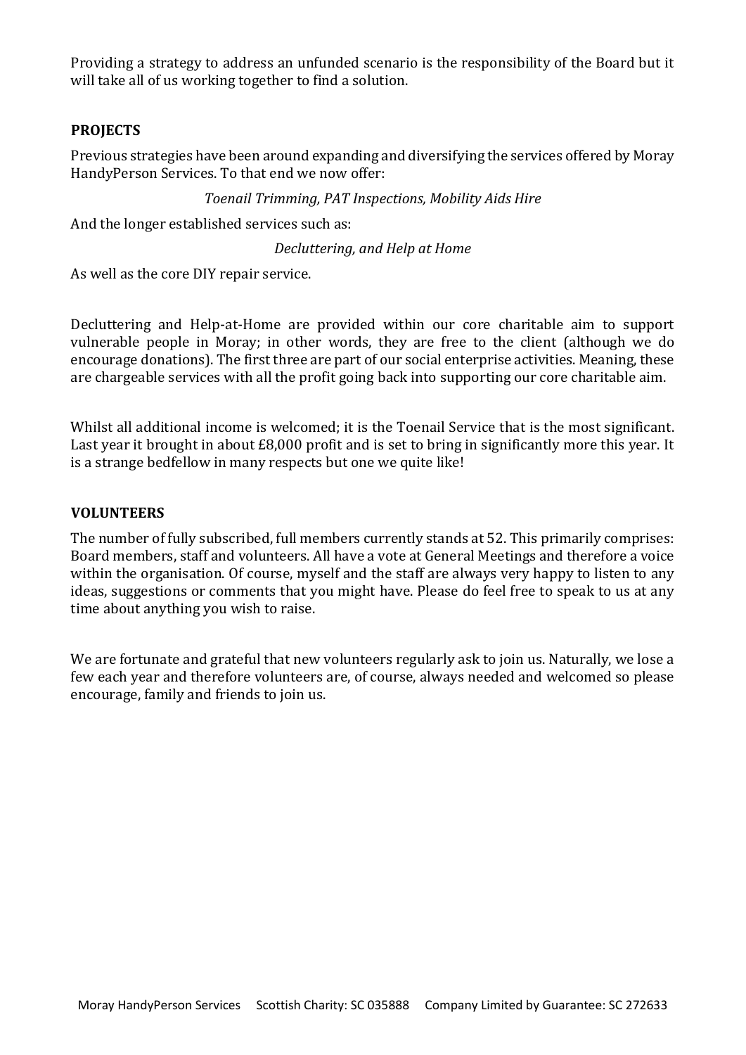Providing a strategy to address an unfunded scenario is the responsibility of the Board but it will take all of us working together to find a solution.

**PROJECTS**

Previous strategies have been around expanding and diversifying the services offered by Moray HandyPerson Services. To that end we now offer:

*Toenail Trimming, PAT Inspections, Mobility Aids Hire*

And the longer established services such as:

*Decluttering, and Help at Home*

As well as the core DIY repair service.

Decluttering and Help-at-Home are provided within our core charitable aim to support vulnerable people in Moray; in other words, they are free to the client (although we do encourage donations). The first three are part of our social enterprise activities. Meaning, these are chargeable services with all the profit going back into supporting our core charitable aim.

Whilst all additional income is welcomed; it is the Toenail Service that is the most significant. Last year it brought in about £8,000 profit and is set to bring in significantly more this year. It is a strange bedfellow in many respects but one we quite like!

**VOLUNTEERS**

The number of fully subscribed, full members currently stands at 52. This primarily comprises: Board members, staff and volunteers. All have a vote at General Meetings and therefore a voice within the organisation. Of course, myself and the staff are always very happy to listen to any ideas, suggestions or comments that you might have. Please do feel free to speak to us at any time about anything you wish to raise.

We are fortunate and grateful that new volunteers regularly ask to join us. Naturally, we lose a few each year and therefore volunteers are, of course, always needed and welcomed so please encourage, family and friends to join us.